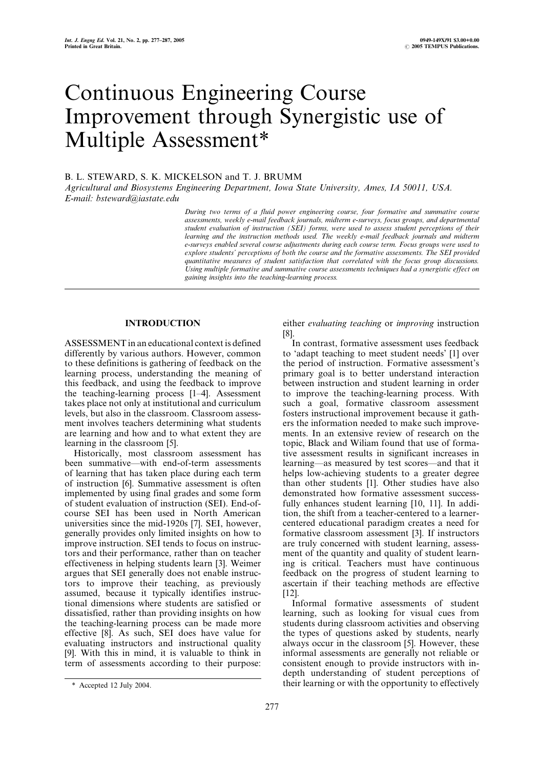# Continuous Engineering Course Improvement through Synergistic use of Multiple Assessment*

B. L. STEWARD, S. K. MICKELSON and T. J. BRUMM

*Agricultural and Biosystems Engineering Department, Iowa State University, Ames, IA 50011, USA. E-mail: bsteward@iastate.edu*

*During two terms of a fluid power engineering course, four formative and summative course assessments, weekly e-mail feedback journals, midterm e-surveys, focus groups, and departmental student evaluation of instruction (SEI) forms, were used to assess student perceptions of their learning and the instruction methods used. The weekly e-mail feedback journals and midterm e-surveys enabled several course adjustments during each course term. Focus groups were used to explore students' perceptions of both the course and the formative assessments. The SEI provided quantitative measures of student satisfaction that correlated with the focus group discussions. Using multiple formative and summative course assessments techniques had a synergistic effect on gaining insights into the teaching-learning process.*

## INTRODUCTION

ASSESSMENT in an educational context is defined differently by various authors. However, common to these definitions is gathering of feedback on the learning process, understanding the meaning of this feedback, and using the feedback to improve the teaching-learning process [1–4]. Assessment takes place not only at institutional and curriculum levels, but also in the classroom. Classroom assessment involves teachers determining what students are learning and how and to what extent they are learning in the classroom [5].

Historically, most classroom assessment has been summative—with end-of-term assessments of learning that has taken place during each term of instruction [6]. Summative assessment is often implemented by using final grades and some form of student evaluation of instruction (SEI). End-of-course SEI has been used in North American universities since the mid-1920s [7]. SEI, however, generally provides only limited insights on how to improve instruction. SEI tends to focus on instructors and their performance, rather than on teacher effectiveness in helping students learn [3]. Weimer argues that SEI generally does not enable instructors to improve their teaching, as previously assumed, because it typically identifies instructional dimensions where students are satisfied or dissatisfied, rather than providing insights on how the teaching-learning process can be made more effective [8]. As such, SEI does have value for evaluating instructors and instructional quality [9]. With this in mind, it is valuable to think in term of assessments according to their purpose: either *evaluating teaching* or *improving* instruction [8].

In contrast, formative assessment uses feedback to 'adapt teaching to meet student needs' [1] over the period of instruction. Formative assessment's primary goal is to better understand interaction between instruction and student learning in order to improve the teaching-learning process. With such a goal, formative classroom assessment fosters instructional improvement because it gathers the information needed to make such improvements. In an extensive review of research on the topic, Black and Wiliam found that use of formative assessment results in significant increases in learning—as measured by test scores—and that it helps low-achieving students to a greater degree than other students [1]. Other studies have also demonstrated how formative assessment successfully enhances student learning [10, 11]. In addition, the shift from a teacher-centered to a learner-centered educational paradigm creates a need for formative classroom assessment [3]. If instructors are truly concerned with student learning, assessment of the quantity and quality of student learning is critical. Teachers must have continuous feedback on the progress of student learning to ascertain if their teaching methods are effective [12].

Informal formative assessments of student learning, such as looking for visual cues from students during classroom activities and observing the types of questions asked by students, nearly always occur in the classroom [5]. However, these informal assessments are generally not reliable or consistent enough to provide instructors with in-depth understanding of student perceptions of their learning or with the opportunity to effectively

\* Accepted 12 July 2004.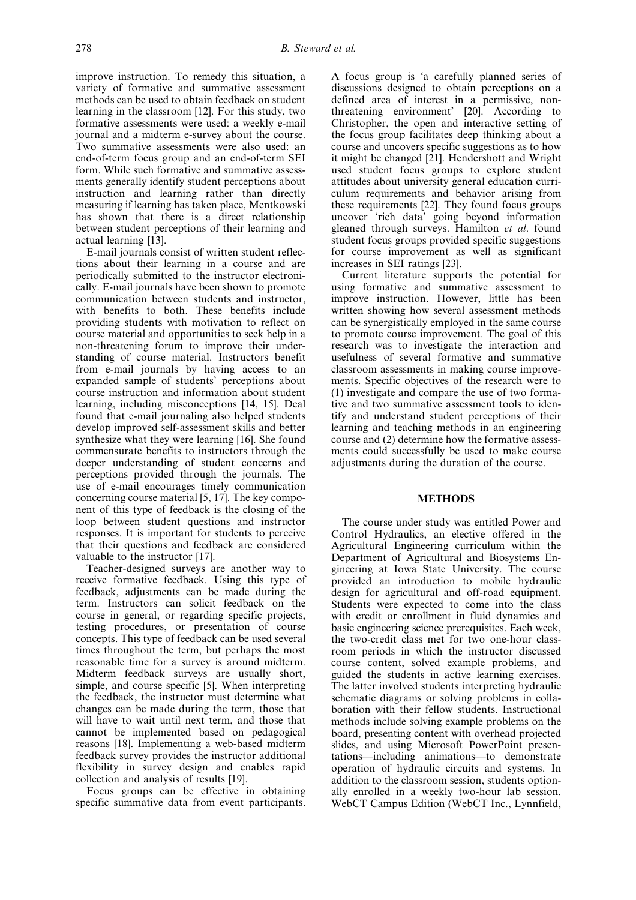improve instruction. To remedy this situation, a variety of formative and summative assessment methods can be used to obtain feedback on student learning in the classroom [12]. For this study, two formative assessments were used: a weekly e-mail journal and a midterm e-survey about the course. Two summative assessments were also used: an end-of-term focus group and an end-of-term SEI form. While such formative and summative assessments generally identify student perceptions about instruction and learning rather than directly measuring if learning has taken place, Mentkowski has shown that there is a direct relationship between student perceptions of their learning and actual learning [13].

E-mail journals consist of written student reflections about their learning in a course and are periodically submitted to the instructor electronically. E-mail journals have been shown to promote communication between students and instructor, with benefits to both. These benefits include providing students with motivation to reflect on course material and opportunities to seek help in a non-threatening forum to improve their understanding of course material. Instructors benefit from e-mail journals by having access to an expanded sample of students' perceptions about course instruction and information about student learning, including misconceptions [14, 15]. Deal found that e-mail journaling also helped students develop improved self-assessment skills and better synthesize what they were learning [16]. She found commensurate benefits to instructors through the deeper understanding of student concerns and perceptions provided through the journals. The use of e-mail encourages timely communication concerning course material [5, 17]. The key component of this type of feedback is the closing of the loop between student questions and instructor responses. It is important for students to perceive that their questions and feedback are considered valuable to the instructor [17].

Teacher-designed surveys are another way to receive formative feedback. Using this type of feedback, adjustments can be made during the term. Instructors can solicit feedback on the course in general, or regarding specific projects, testing procedures, or presentation of course concepts. This type of feedback can be used several times throughout the term, but perhaps the most reasonable time for a survey is around midterm. Midterm feedback surveys are usually short, simple, and course specific [5]. When interpreting the feedback, the instructor must determine what changes can be made during the term, those that will have to wait until next term, and those that cannot be implemented based on pedagogical reasons [18]. Implementing a web-based midterm feedback survey provides the instructor additional flexibility in survey design and enables rapid collection and analysis of results [19].

Focus groups can be effective in obtaining specific summative data from event participants. A focus group is 'a carefully planned series of discussions designed to obtain perceptions on a defined area of interest in a permissive, non-threatening environment' [20]. According to Christopher, the open and interactive setting of the focus group facilitates deep thinking about a course and uncovers specific suggestions as to how it might be changed [21]. Hendershott and Wright used student focus groups to explore student attitudes about university general education curriculum requirements and behavior arising from these requirements [22]. They found focus groups uncover 'rich data' going beyond information gleaned through surveys. Hamilton *et al.* found student focus groups provided specific suggestions for course improvement as well as significant increases in SEI ratings [23].

Current literature supports the potential for using formative and summative assessment to improve instruction. However, little has been written showing how several assessment methods can be synergistically employed in the same course to promote course improvement. The goal of this research was to investigate the interaction and usefulness of several formative and summative classroom assessments in making course improvements. Specific objectives of the research were to (1) investigate and compare the use of two formative and two summative assessment tools to identify and understand student perceptions of their learning and teaching methods in an engineering course and (2) determine how the formative assessments could successfully be used to make course adjustments during the duration of the course.

## METHODS

The course under study was entitled Power and Control Hydraulics, an elective offered in the Agricultural Engineering curriculum within the Department of Agricultural and Biosystems Engineering at Iowa State University. The course provided an introduction to mobile hydraulic design for agricultural and off-road equipment. Students were expected to come into the class with credit or enrollment in fluid dynamics and basic engineering science prerequisites. Each week, the two-credit class met for two one-hour classroom periods in which the instructor discussed course content, solved example problems, and guided the students in active learning exercises. The latter involved students interpreting hydraulic schematic diagrams or solving problems in collaboration with their fellow students. Instructional methods include solving example problems on the board, presenting content with overhead projected slides, and using Microsoft PowerPoint presentations—including animations—to demonstrate operation of hydraulic circuits and systems. In addition to the classroom session, students optionally enrolled in a weekly two-hour lab session. WebCT Campus Edition (WebCT Inc., Lynnfield,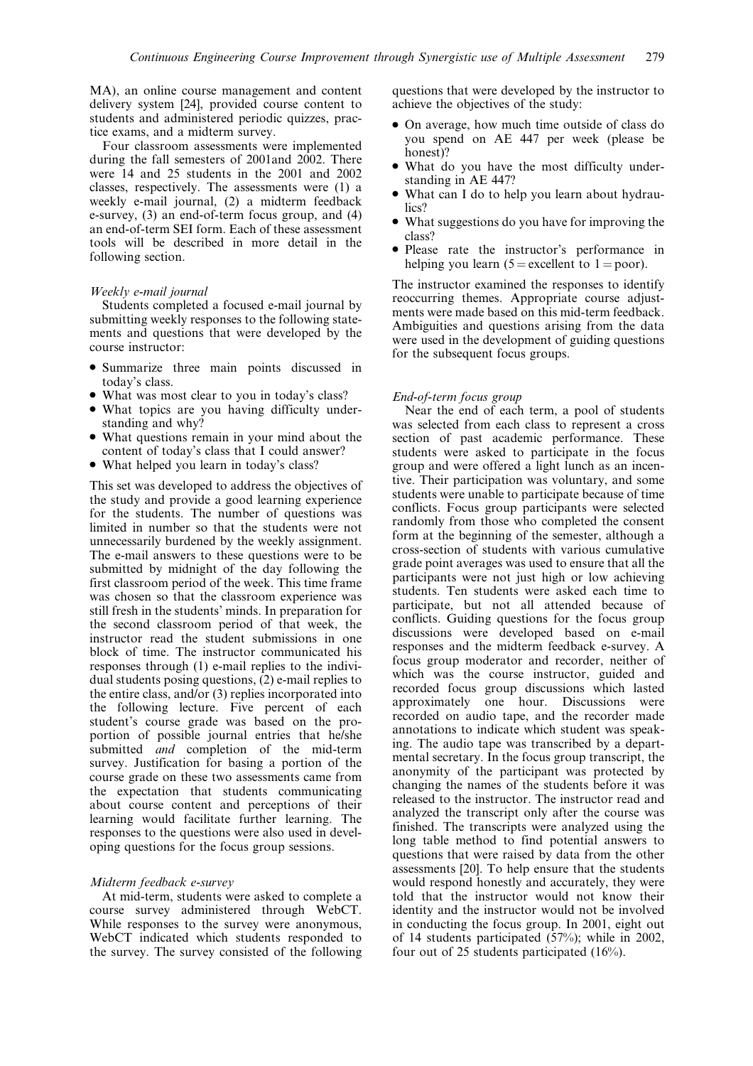MA), an online course management and content delivery system [24], provided course content to students and administered periodic quizzes, practice exams, and a midterm survey.

Four classroom assessments were implemented during the fall semesters of 2001and 2002. There were 14 and 25 students in the 2001 and 2002 classes, respectively. The assessments were (1) a weekly e-mail journal, (2) a midterm feedback e-survey, (3) an end-of-term focus group, and (4) an end-of-term SEI form. Each of these assessment tools will be described in more detail in the following section.

### *Weekly e-mail journal*

Students completed a focused e-mail journal by submitting weekly responses to the following statements and questions that were developed by the course instructor:

- Summarize three main points discussed in today's class.
- What was most clear to you in today's class?
- What topics are you having difficulty understanding and why?
- What questions remain in your mind about the content of today's class that I could answer?
- What helped you learn in today's class?

This set was developed to address the objectives of the study and provide a good learning experience for the students. The number of questions was limited in number so that the students were not unnecessarily burdened by the weekly assignment. The e-mail answers to these questions were to be submitted by midnight of the day following the first classroom period of the week. This time frame was chosen so that the classroom experience was still fresh in the students' minds. In preparation for the second classroom period of that week, the instructor read the student submissions in one block of time. The instructor communicated his responses through (1) e-mail replies to the individual students posing questions, (2) e-mail replies to the entire class, and/or (3) replies incorporated into the following lecture. Five percent of each student's course grade was based on the proportion of possible journal entries that he/she submitted *and* completion of the mid-term survey. Justification for basing a portion of the course grade on these two assessments came from the expectation that students communicating about course content and perceptions of their learning would facilitate further learning. The responses to the questions were also used in developing questions for the focus group sessions.

### *Midterm feedback e-survey*

At mid-term, students were asked to complete a course survey administered through WebCT. While responses to the survey were anonymous, WebCT indicated which students responded to the survey. The survey consisted of the following questions that were developed by the instructor to achieve the objectives of the study:

- On average, how much time outside of class do you spend on AE 447 per week (please be honest)?
- What do you have the most difficulty understanding in AE 447?
- What can I do to help you learn about hydraulics?
- What suggestions do you have for improving the class?
- Please rate the instructor's performance in helping you learn (5 = excellent to 1 = poor).

The instructor examined the responses to identify reoccurring themes. Appropriate course adjustments were made based on this mid-term feedback. Ambiguities and questions arising from the data were used in the development of guiding questions for the subsequent focus groups.

### *End-of-term focus group*

Near the end of each term, a pool of students was selected from each class to represent a cross section of past academic performance. These students were asked to participate in the focus group and were offered a light lunch as an incentive. Their participation was voluntary, and some students were unable to participate because of time conflicts. Focus group participants were selected randomly from those who completed the consent form at the beginning of the semester, although a cross-section of students with various cumulative grade point averages was used to ensure that all the participants were not just high or low achieving students. Ten students were asked each time to participate, but not all attended because of conflicts. Guiding questions for the focus group discussions were developed based on e-mail responses and the midterm feedback e-survey. A focus group moderator and recorder, neither of which was the course instructor, guided and recorded focus group discussions which lasted approximately one hour. Discussions were recorded on audio tape, and the recorder made annotations to indicate which student was speaking. The audio tape was transcribed by a departmental secretary. In the focus group transcript, the anonymity of the participant was protected by changing the names of the students before it was released to the instructor. The instructor read and analyzed the transcript only after the course was finished. The transcripts were analyzed using the long table method to find potential answers to questions that were raised by data from the other assessments [20]. To help ensure that the students would respond honestly and accurately, they were told that the instructor would not know their identity and the instructor would not be involved in conducting the focus group. In 2001, eight out of 14 students participated (57%); while in 2002, four out of 25 students participated (16%).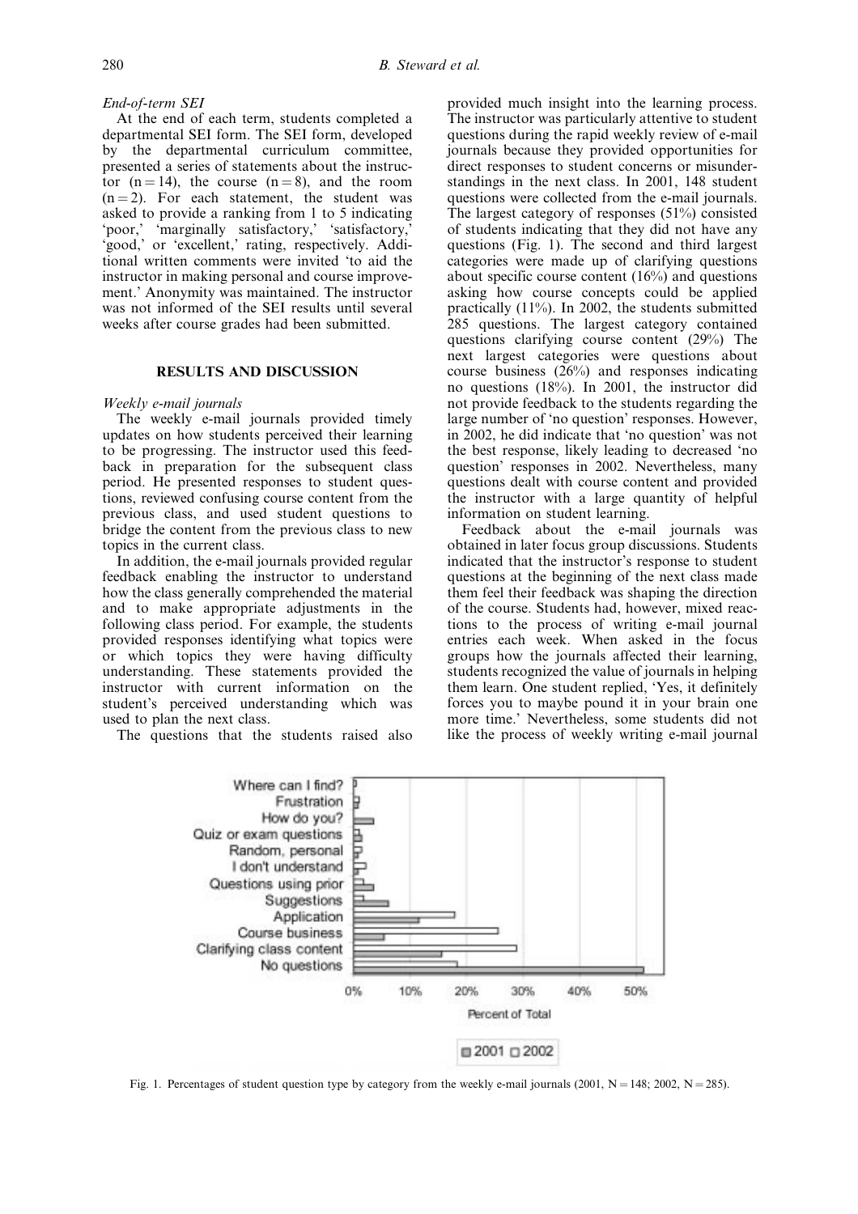*End-of-term SEI*

At the end of each term, students completed a departmental SEI form. The SEI form, developed by the departmental curriculum committee, presented a series of statements about the instructor ($n = 14$), the course ($n = 8$), and the room ($n = 2$). For each statement, the student was asked to provide a ranking from 1 to 5 indicating 'poor,' 'marginally satisfactory,' 'satisfactory,' 'good,' or 'excellent,' rating, respectively. Additional written comments were invited 'to aid the instructor in making personal and course improvement.' Anonymity was maintained. The instructor was not informed of the SEI results until several weeks after course grades had been submitted.

## RESULTS AND DISCUSSION

*Weekly e-mail journals*

The weekly e-mail journals provided timely updates on how students perceived their learning to be progressing. The instructor used this feedback in preparation for the subsequent class period. He presented responses to student questions, reviewed confusing course content from the previous class, and used student questions to bridge the content from the previous class to new topics in the current class.

In addition, the e-mail journals provided regular feedback enabling the instructor to understand how the class generally comprehended the material and to make appropriate adjustments in the following class period. For example, the students provided responses identifying what topics were or which topics they were having difficulty understanding. These statements provided the instructor with current information on the student's perceived understanding which was used to plan the next class.

The questions that the students raised also provided much insight into the learning process. The instructor was particularly attentive to student questions during the rapid weekly review of e-mail journals because they provided opportunities for direct responses to student concerns or misunderstandings in the next class. In 2001, 148 student questions were collected from the e-mail journals. The largest category of responses (51%) consisted of students indicating that they did not have any questions (Fig. 1). The second and third largest categories were made up of clarifying questions about specific course content (16%) and questions asking how course concepts could be applied practically (11%). In 2002, the students submitted 285 questions. The largest category contained questions clarifying course content (29%) The next largest categories were questions about course business (26%) and responses indicating no questions (18%). In 2001, the instructor did not provide feedback to the students regarding the large number of 'no question' responses. However, in 2002, he did indicate that 'no question' was not the best response, likely leading to decreased 'no question' responses in 2002. Nevertheless, many questions dealt with course content and provided the instructor with a large quantity of helpful information on student learning.

Feedback about the e-mail journals was obtained in later focus group discussions. Students indicated that the instructor's response to student questions at the beginning of the next class made them feel their feedback was shaping the direction of the course. Students had, however, mixed reactions to the process of writing e-mail journal entries each week. When asked in the focus groups how the journals affected their learning, students recognized the value of journals in helping them learn. One student replied, 'Yes, it definitely forces you to maybe pound it in your brain one more time.' Nevertheless, some students did not like the process of weekly writing e-mail journal

Fig. 1. Percentages of student question type by category from the weekly e-mail journals (2001, N = 148; 2002, N = 285).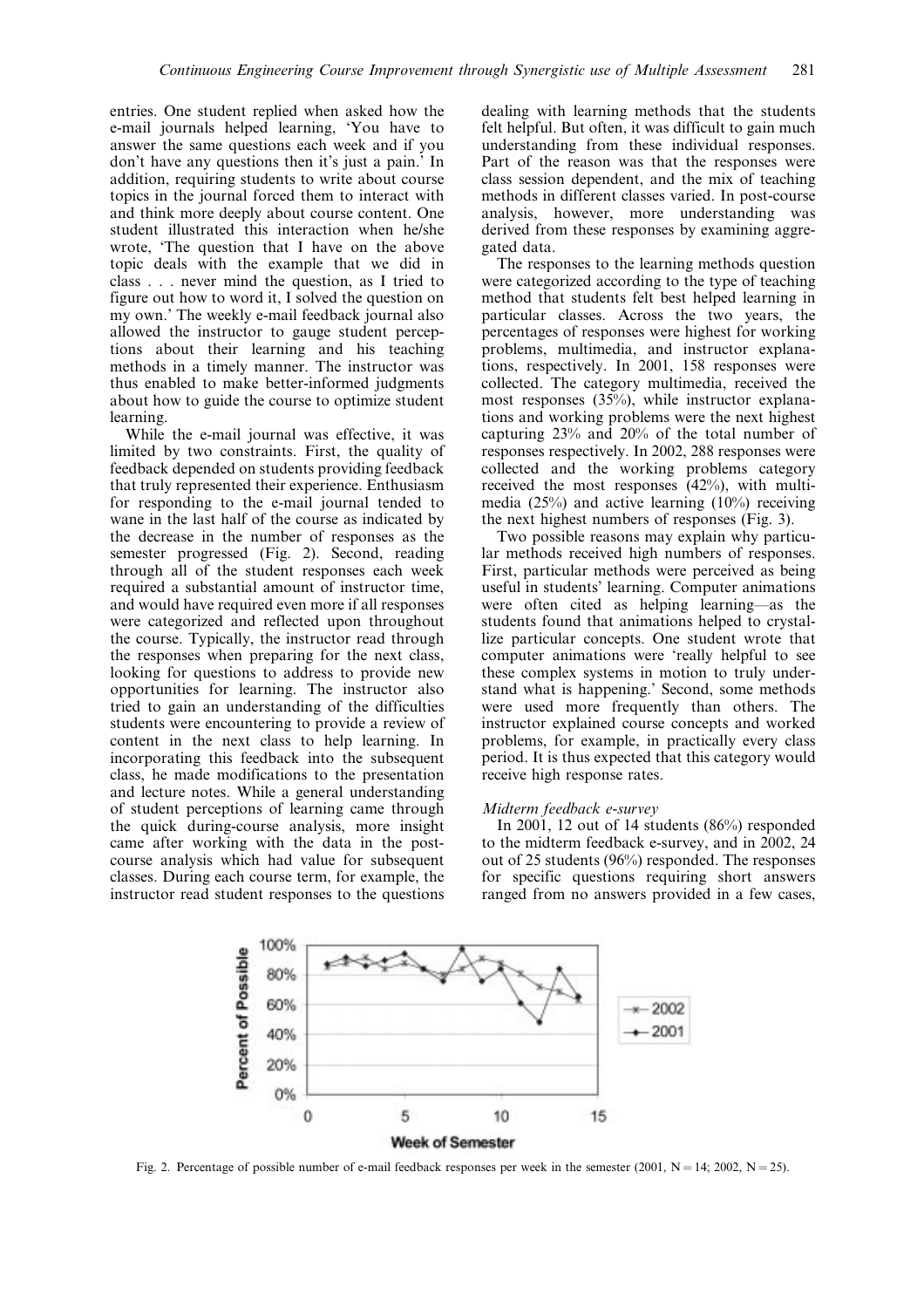entries. One student replied when asked how the e-mail journals helped learning, 'You have to answer the same questions each week and if you don't have any questions then it's just a pain.' In addition, requiring students to write about course topics in the journal forced them to interact with and think more deeply about course content. One student illustrated this interaction when he/she wrote, 'The question that I have on the above topic deals with the example that we did in class . . . never mind the question, as I tried to figure out how to word it, I solved the question on my own.' The weekly e-mail feedback journal also allowed the instructor to gauge student perceptions about their learning and his teaching methods in a timely manner. The instructor was thus enabled to make better-informed judgments about how to guide the course to optimize student learning.

While the e-mail journal was effective, it was limited by two constraints. First, the quality of feedback depended on students providing feedback that truly represented their experience. Enthusiasm for responding to the e-mail journal tended to wane in the last half of the course as indicated by the decrease in the number of responses as the semester progressed (Fig. 2). Second, reading through all of the student responses each week required a substantial amount of instructor time, and would have required even more if all responses were categorized and reflected upon throughout the course. Typically, the instructor read through the responses when preparing for the next class, looking for questions to address to provide new opportunities for learning. The instructor also tried to gain an understanding of the difficulties students were encountering to provide a review of content in the next class to help learning. In incorporating this feedback into the subsequent class, he made modifications to the presentation and lecture notes. While a general understanding of student perceptions of learning came through the quick during-course analysis, more insight came after working with the data in the post-course analysis which had value for subsequent classes. During each course term, for example, the instructor read student responses to the questions dealing with learning methods that the students felt helpful. But often, it was difficult to gain much understanding from these individual responses. Part of the reason was that the responses were class session dependent, and the mix of teaching methods in different classes varied. In post-course analysis, however, more understanding was derived from these responses by examining aggregated data.

The responses to the learning methods question were categorized according to the type of teaching method that students felt best helped learning in particular classes. Across the two years, the percentages of responses were highest for working problems, multimedia, and instructor explanations, respectively. In 2001, 158 responses were collected. The category multimedia, received the most responses (35%), while instructor explanations and working problems were the next highest capturing 23% and 20% of the total number of responses respectively. In 2002, 288 responses were collected and the working problems category received the most responses (42%), with multimedia (25%) and active learning (10%) receiving the next highest numbers of responses (Fig. 3).

Two possible reasons may explain why particular methods received high numbers of responses. First, particular methods were perceived as being useful in students' learning. Computer animations were often cited as helping learning—as the students found that animations helped to crystallize particular concepts. One student wrote that computer animations were 'really helpful to see these complex systems in motion to truly understand what is happening.' Second, some methods were used more frequently than others. The instructor explained course concepts and worked problems, for example, in practically every class period. It is thus expected that this category would receive high response rates.

*Midterm feedback e-survey*

In 2001, 12 out of 14 students (86%) responded to the midterm feedback e-survey, and in 2002, 24 out of 25 students (96%) responded. The responses for specific questions requiring short answers ranged from no answers provided in a few cases,

Fig. 2. Percentage of possible number of e-mail feedback responses per week in the semester (2001, N = 14; 2002, N = 25).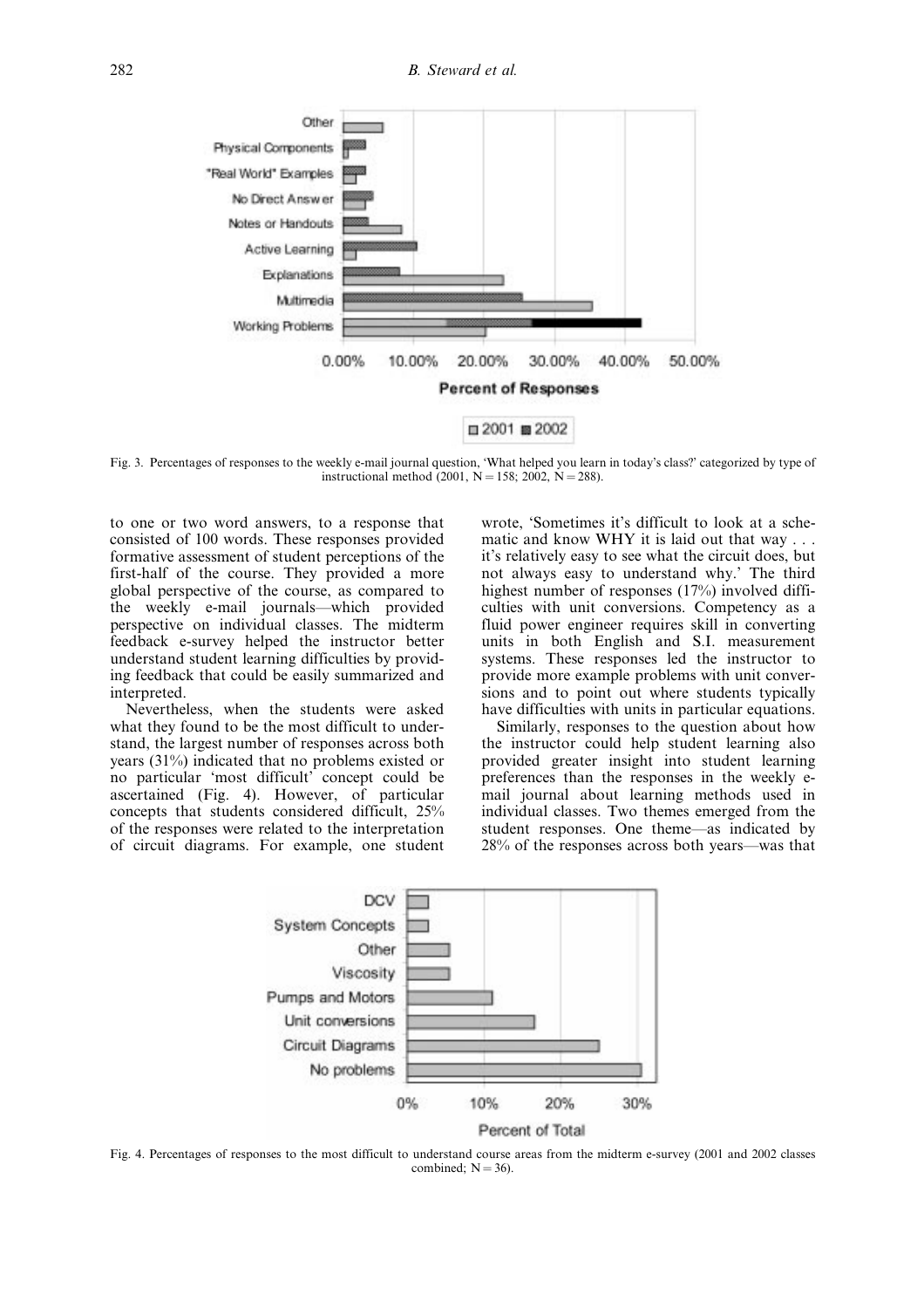Fig. 3. Percentages of responses to the weekly e-mail journal question, 'What helped you learn in today's class?' categorized by type of instructional method (2001, N = 158; 2002, N = 288).

to one or two word answers, to a response that consisted of 100 words. These responses provided formative assessment of student perceptions of the first-half of the course. They provided a more global perspective of the course, as compared to the weekly e-mail journals—which provided perspective on individual classes. The midterm feedback e-survey helped the instructor better understand student learning difficulties by providing feedback that could be easily summarized and interpreted.

Nevertheless, when the students were asked what they found to be the most difficult to understand, the largest number of responses across both years (31%) indicated that no problems existed or no particular 'most difficult' concept could be ascertained (Fig. 4). However, of particular concepts that students considered difficult, 25% of the responses were related to the interpretation of circuit diagrams. For example, one student wrote, 'Sometimes it's difficult to look at a schematic and know WHY it is laid out that way . . . it's relatively easy to see what the circuit does, but not always easy to understand why.' The third highest number of responses (17%) involved difficulties with unit conversions. Competency as a fluid power engineer requires skill in converting units in both English and S.I. measurement systems. These responses led the instructor to provide more example problems with unit conversions and to point out where students typically have difficulties with units in particular equations.

Similarly, responses to the question about how the instructor could help student learning also provided greater insight into student learning preferences than the responses in the weekly e-mail journal about learning methods used in individual classes. Two themes emerged from the student responses. One theme—as indicated by 28% of the responses across both years—was that

Fig. 4. Percentages of responses to the most difficult to understand course areas from the midterm e-survey (2001 and 2002 classes combined; N = 36).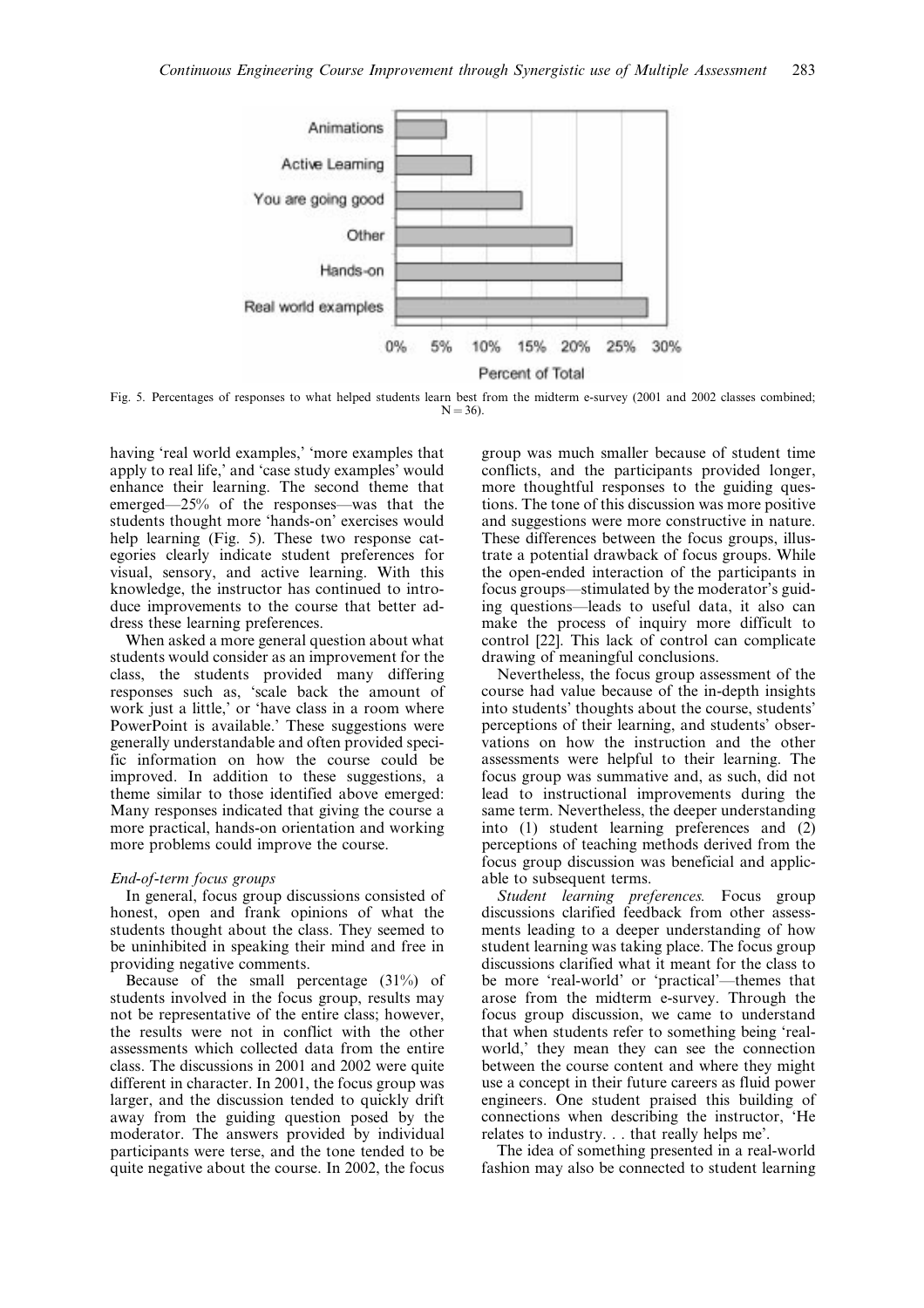Fig. 5. Percentages of responses to what helped students learn best from the midterm e-survey (2001 and 2002 classes combined; N = 36).

having 'real world examples,' 'more examples that apply to real life,' and 'case study examples' would enhance their learning. The second theme that emerged—25% of the responses—was that the students thought more 'hands-on' exercises would help learning (Fig. 5). These two response categories clearly indicate student preferences for visual, sensory, and active learning. With this knowledge, the instructor has continued to introduce improvements to the course that better address these learning preferences.

When asked a more general question about what students would consider as an improvement for the class, the students provided many differing responses such as, 'scale back the amount of work just a little,' or 'have class in a room where PowerPoint is available.' These suggestions were generally understandable and often provided specific information on how the course could be improved. In addition to these suggestions, a theme similar to those identified above emerged: Many responses indicated that giving the course a more practical, hands-on orientation and working more problems could improve the course.

*End-of-term focus groups*

In general, focus group discussions consisted of honest, open and frank opinions of what the students thought about the class. They seemed to be uninhibited in speaking their mind and free in providing negative comments.

Because of the small percentage (31%) of students involved in the focus group, results may not be representative of the entire class; however, the results were not in conflict with the other assessments which collected data from the entire class. The discussions in 2001 and 2002 were quite different in character. In 2001, the focus group was larger, and the discussion tended to quickly drift away from the guiding question posed by the moderator. The answers provided by individual participants were terse, and the tone tended to be quite negative about the course. In 2002, the focus group was much smaller because of student time conflicts, and the participants provided longer, more thoughtful responses to the guiding questions. The tone of this discussion was more positive and suggestions were more constructive in nature. These differences between the focus groups, illustrate a potential drawback of focus groups. While the open-ended interaction of the participants in focus groups—stimulated by the moderator's guiding questions—leads to useful data, it also can make the process of inquiry more difficult to control [22]. This lack of control can complicate drawing of meaningful conclusions.

Nevertheless, the focus group assessment of the course had value because of the in-depth insights into students' thoughts about the course, students' perceptions of their learning, and students' observations on how the instruction and the other assessments were helpful to their learning. The focus group was summative and, as such, did not lead to instructional improvements during the same term. Nevertheless, the deeper understanding into (1) student learning preferences and (2) perceptions of teaching methods derived from the focus group discussion was beneficial and applicable to subsequent terms.

*Student learning preferences.* Focus group discussions clarified feedback from other assessments leading to a deeper understanding of how student learning was taking place. The focus group discussions clarified what it meant for the class to be more 'real-world' or 'practical'—themes that arose from the midterm e-survey. Through the focus group discussion, we came to understand that when students refer to something being 'real-world,' they mean they can see the connection between the course content and where they might use a concept in their future careers as fluid power engineers. One student praised this building of connections when describing the instructor, 'He relates to industry. . . that really helps me'.

The idea of something presented in a real-world fashion may also be connected to student learning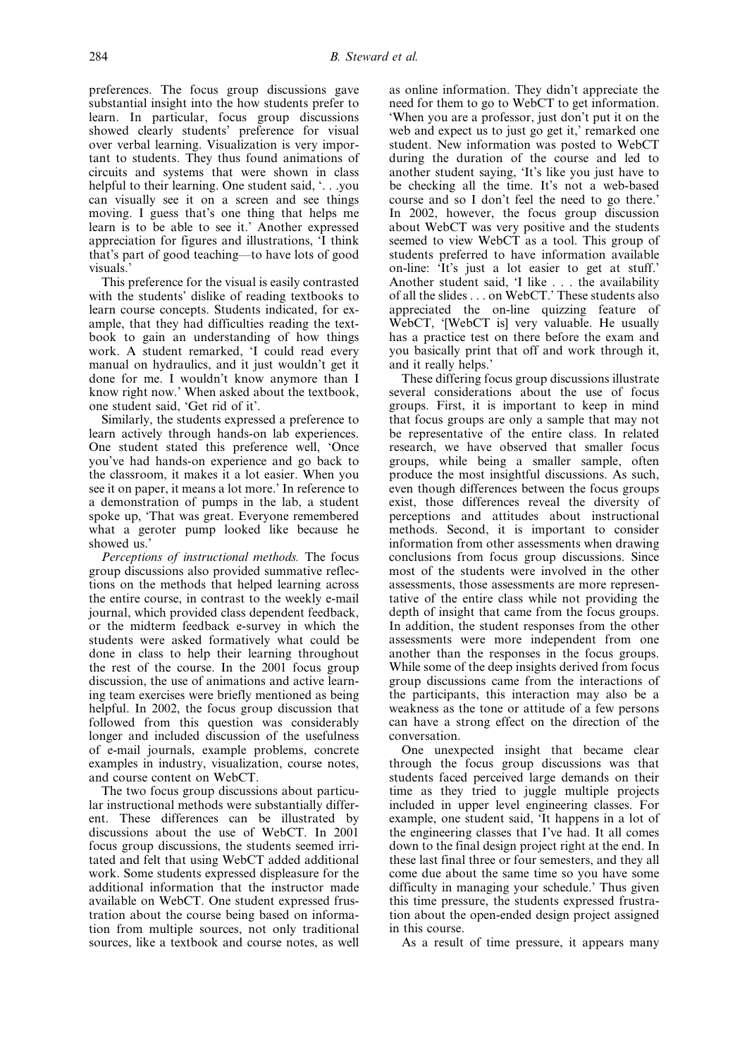preferences. The focus group discussions gave substantial insight into the how students prefer to learn. In particular, focus group discussions showed clearly students' preference for visual over verbal learning. Visualization is very important to students. They thus found animations of circuits and systems that were shown in class helpful to their learning. One student said, '. . .you can visually see it on a screen and see things moving. I guess that's one thing that helps me learn is to be able to see it.' Another expressed appreciation for figures and illustrations, 'I think that's part of good teaching—to have lots of good visuals.'

This preference for the visual is easily contrasted with the students' dislike of reading textbooks to learn course concepts. Students indicated, for example, that they had difficulties reading the textbook to gain an understanding of how things work. A student remarked, 'I could read every manual on hydraulics, and it just wouldn't get it done for me. I wouldn't know anymore than I know right now.' When asked about the textbook, one student said, 'Get rid of it'.

Similarly, the students expressed a preference to learn actively through hands-on lab experiences. One student stated this preference well, 'Once you've had hands-on experience and go back to the classroom, it makes it a lot easier. When you see it on paper, it means a lot more.' In reference to a demonstration of pumps in the lab, a student spoke up, 'That was great. Everyone remembered what a geroter pump looked like because he showed us.'

*Perceptions of instructional methods.* The focus group discussions also provided summative reflections on the methods that helped learning across the entire course, in contrast to the weekly e-mail journal, which provided class dependent feedback, or the midterm feedback e-survey in which the students were asked formatively what could be done in class to help their learning throughout the rest of the course. In the 2001 focus group discussion, the use of animations and active learning team exercises were briefly mentioned as being helpful. In 2002, the focus group discussion that followed from this question was considerably longer and included discussion of the usefulness of e-mail journals, example problems, concrete examples in industry, visualization, course notes, and course content on WebCT.

The two focus group discussions about particular instructional methods were substantially different. These differences can be illustrated by discussions about the use of WebCT. In 2001 focus group discussions, the students seemed irritated and felt that using WebCT added additional work. Some students expressed displeasure for the additional information that the instructor made available on WebCT. One student expressed frustration about the course being based on information from multiple sources, not only traditional sources, like a textbook and course notes, as well as online information. They didn't appreciate the need for them to go to WebCT to get information. 'When you are a professor, just don't put it on the web and expect us to just go get it,' remarked one student. New information was posted to WebCT during the duration of the course and led to another student saying, 'It's like you just have to be checking all the time. It's not a web-based course and so I don't feel the need to go there.' In 2002, however, the focus group discussion about WebCT was very positive and the students seemed to view WebCT as a tool. This group of students preferred to have information available on-line: 'It's just a lot easier to get at stuff.' Another student said, 'I like . . . the availability of all the slides . . . on WebCT.' These students also appreciated the on-line quizzing feature of WebCT, '[WebCT is] very valuable. He usually has a practice test on there before the exam and you basically print that off and work through it, and it really helps.'

These differing focus group discussions illustrate several considerations about the use of focus groups. First, it is important to keep in mind that focus groups are only a sample that may not be representative of the entire class. In related research, we have observed that smaller focus groups, while being a smaller sample, often produce the most insightful discussions. As such, even though differences between the focus groups exist, those differences reveal the diversity of perceptions and attitudes about instructional methods. Second, it is important to consider information from other assessments when drawing conclusions from focus group discussions. Since most of the students were involved in the other assessments, those assessments are more representative of the entire class while not providing the depth of insight that came from the focus groups. In addition, the student responses from the other assessments were more independent from one another than the responses in the focus groups. While some of the deep insights derived from focus group discussions came from the interactions of the participants, this interaction may also be a weakness as the tone or attitude of a few persons can have a strong effect on the direction of the conversation.

One unexpected insight that became clear through the focus group discussions was that students faced perceived large demands on their time as they tried to juggle multiple projects included in upper level engineering classes. For example, one student said, 'It happens in a lot of the engineering classes that I've had. It all comes down to the final design project right at the end. In these last final three or four semesters, and they all come due about the same time so you have some difficulty in managing your schedule.' Thus given this time pressure, the students expressed frustration about the open-ended design project assigned in this course.

As a result of time pressure, it appears many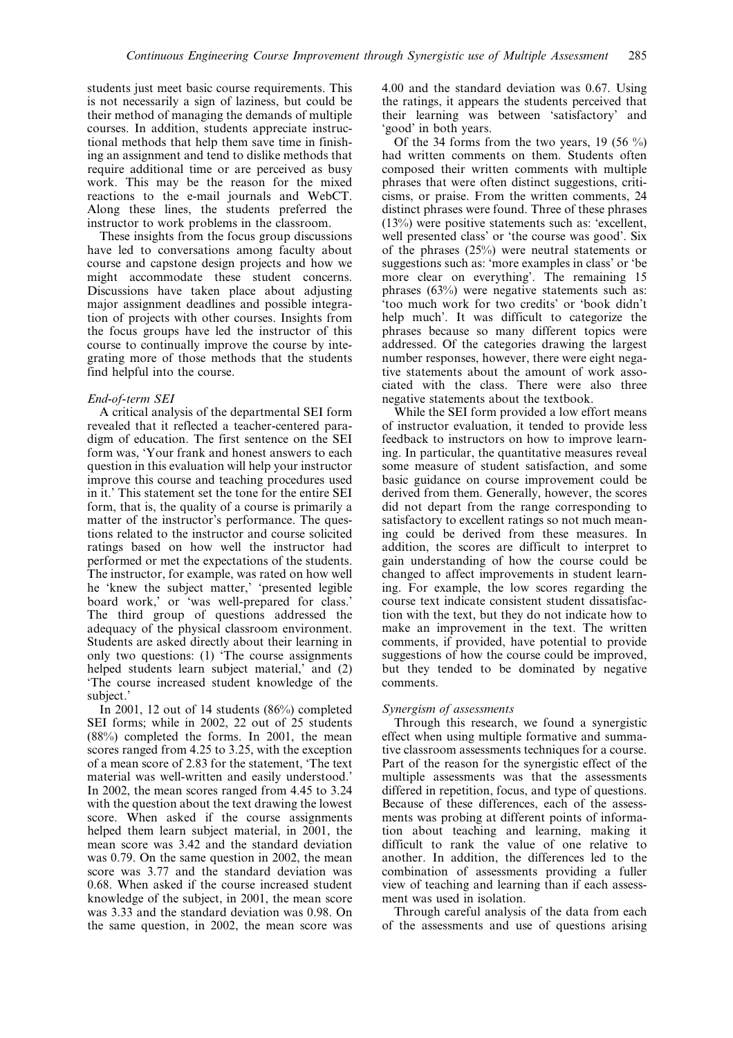students just meet basic course requirements. This is not necessarily a sign of laziness, but could be their method of managing the demands of multiple courses. In addition, students appreciate instructional methods that help them save time in finishing an assignment and tend to dislike methods that require additional time or are perceived as busy work. This may be the reason for the mixed reactions to the e-mail journals and WebCT. Along these lines, the students preferred the instructor to work problems in the classroom.

These insights from the focus group discussions have led to conversations among faculty about course and capstone design projects and how we might accommodate these student concerns. Discussions have taken place about adjusting major assignment deadlines and possible integration of projects with other courses. Insights from the focus groups have led the instructor of this course to continually improve the course by integrating more of those methods that the students find helpful into the course.

*End-of-term SEI*

A critical analysis of the departmental SEI form revealed that it reflected a teacher-centered paradigm of education. The first sentence on the SEI form was, 'Your frank and honest answers to each question in this evaluation will help your instructor improve this course and teaching procedures used in it.' This statement set the tone for the entire SEI form, that is, the quality of a course is primarily a matter of the instructor's performance. The questions related to the instructor and course solicited ratings based on how well the instructor had performed or met the expectations of the students. The instructor, for example, was rated on how well he 'knew the subject matter,' 'presented legible board work,' or 'was well-prepared for class.' The third group of questions addressed the adequacy of the physical classroom environment. Students are asked directly about their learning in only two questions: (1) 'The course assignments helped students learn subject material,' and (2) 'The course increased student knowledge of the subject.'

In 2001, 12 out of 14 students (86%) completed SEI forms; while in 2002, 22 out of 25 students (88%) completed the forms. In 2001, the mean scores ranged from 4.25 to 3.25, with the exception of a mean score of 2.83 for the statement, 'The text material was well-written and easily understood.' In 2002, the mean scores ranged from 4.45 to 3.24 with the question about the text drawing the lowest score. When asked if the course assignments helped them learn subject material, in 2001, the mean score was 3.42 and the standard deviation was 0.79. On the same question in 2002, the mean score was 3.77 and the standard deviation was 0.68. When asked if the course increased student knowledge of the subject, in 2001, the mean score was 3.33 and the standard deviation was 0.98. On the same question, in 2002, the mean score was 4.00 and the standard deviation was 0.67. Using the ratings, it appears the students perceived that their learning was between 'satisfactory' and 'good' in both years.

Of the 34 forms from the two years, 19 (56 %) had written comments on them. Students often composed their written comments with multiple phrases that were often distinct suggestions, criticisms, or praise. From the written comments, 24 distinct phrases were found. Three of these phrases (13%) were positive statements such as: 'excellent, well presented class' or 'the course was good'. Six of the phrases (25%) were neutral statements or suggestions such as: 'more examples in class' or 'be more clear on everything'. The remaining 15 phrases (63%) were negative statements such as: 'too much work for two credits' or 'book didn't help much'. It was difficult to categorize the phrases because so many different topics were addressed. Of the categories drawing the largest number responses, however, there were eight negative statements about the amount of work associated with the class. There were also three negative statements about the textbook.

While the SEI form provided a low effort means of instructor evaluation, it tended to provide less feedback to instructors on how to improve learning. In particular, the quantitative measures reveal some measure of student satisfaction, and some basic guidance on course improvement could be derived from them. Generally, however, the scores did not depart from the range corresponding to satisfactory to excellent ratings so not much meaning could be derived from these measures. In addition, the scores are difficult to interpret to gain understanding of how the course could be changed to affect improvements in student learning. For example, the low scores regarding the course text indicate consistent student dissatisfaction with the text, but they do not indicate how to make an improvement in the text. The written comments, if provided, have potential to provide suggestions of how the course could be improved, but they tended to be dominated by negative comments.

*Synergism of assessments*

Through this research, we found a synergistic effect when using multiple formative and summative classroom assessments techniques for a course. Part of the reason for the synergistic effect of the multiple assessments was that the assessments differed in repetition, focus, and type of questions. Because of these differences, each of the assessments was probing at different points of information about teaching and learning, making it difficult to rank the value of one relative to another. In addition, the differences led to the combination of assessments providing a fuller view of teaching and learning than if each assessment was used in isolation.

Through careful analysis of the data from each of the assessments and use of questions arising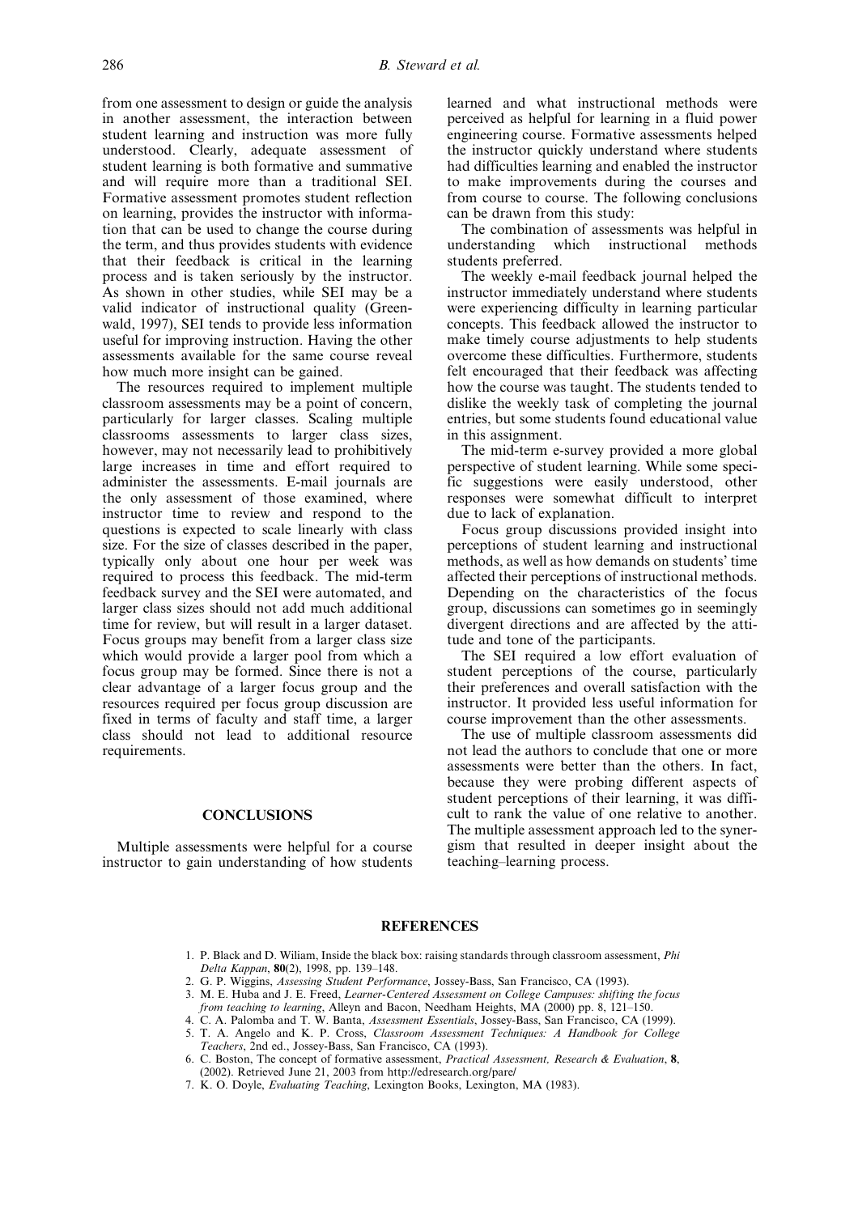from one assessment to design or guide the analysis in another assessment, the interaction between student learning and instruction was more fully understood. Clearly, adequate assessment of student learning is both formative and summative and will require more than a traditional SEI. Formative assessment promotes student reflection on learning, provides the instructor with information that can be used to change the course during the term, and thus provides students with evidence that their feedback is critical in the learning process and is taken seriously by the instructor. As shown in other studies, while SEI may be a valid indicator of instructional quality (Greenwald, 1997), SEI tends to provide less information useful for improving instruction. Having the other assessments available for the same course reveal how much more insight can be gained.

The resources required to implement multiple classroom assessments may be a point of concern, particularly for larger classes. Scaling multiple classrooms assessments to larger class sizes, however, may not necessarily lead to prohibitively large increases in time and effort required to administer the assessments. E-mail journals are the only assessment of those examined, where instructor time to review and respond to the questions is expected to scale linearly with class size. For the size of classes described in the paper, typically only about one hour per week was required to process this feedback. The mid-term feedback survey and the SEI were automated, and larger class sizes should not add much additional time for review, but will result in a larger dataset. Focus groups may benefit from a larger class size which would provide a larger pool from which a focus group may be formed. Since there is not a clear advantage of a larger focus group and the resources required per focus group discussion are fixed in terms of faculty and staff time, a larger class should not lead to additional resource requirements.

## CONCLUSIONS

Multiple assessments were helpful for a course instructor to gain understanding of how students learned and what instructional methods were perceived as helpful for learning in a fluid power engineering course. Formative assessments helped the instructor quickly understand where students had difficulties learning and enabled the instructor to make improvements during the courses and from course to course. The following conclusions can be drawn from this study:

The combination of assessments was helpful in understanding which instructional methods students preferred.

The weekly e-mail feedback journal helped the instructor immediately understand where students were experiencing difficulty in learning particular concepts. This feedback allowed the instructor to make timely course adjustments to help students overcome these difficulties. Furthermore, students felt encouraged that their feedback was affecting how the course was taught. The students tended to dislike the weekly task of completing the journal entries, but some students found educational value in this assignment.

The mid-term e-survey provided a more global perspective of student learning. While some specific suggestions were easily understood, other responses were somewhat difficult to interpret due to lack of explanation.

Focus group discussions provided insight into perceptions of student learning and instructional methods, as well as how demands on students' time affected their perceptions of instructional methods. Depending on the characteristics of the focus group, discussions can sometimes go in seemingly divergent directions and are affected by the attitude and tone of the participants.

The SEI required a low effort evaluation of student perceptions of the course, particularly their preferences and overall satisfaction with the instructor. It provided less useful information for course improvement than the other assessments.

The use of multiple classroom assessments did not lead the authors to conclude that one or more assessments were better than the others. In fact, because they were probing different aspects of student perceptions of their learning, it was difficult to rank the value of one relative to another. The multiple assessment approach led to the synergism that resulted in deeper insight about the teaching–learning process.

## REFERENCES

1. P. Black and D. Wiliam, Inside the black box: raising standards through classroom assessment, *Phi Delta Kappan*, **80**(2), 1998, pp. 139–148.
2. G. P. Wiggins, *Assessing Student Performance*, Jossey-Bass, San Francisco, CA (1993).
3. M. E. Huba and J. E. Freed, *Learner-Centered Assessment on College Campuses: shifting the focus from teaching to learning*, Alleyn and Bacon, Needham Heights, MA (2000) pp. 8, 121–150.
4. C. A. Palomba and T. W. Banta, *Assessment Essentials*, Jossey-Bass, San Francisco, CA (1999).
5. T. A. Angelo and K. P. Cross, *Classroom Assessment Techniques: A Handbook for College Teachers*, 2nd ed., Jossey-Bass, San Francisco, CA (1993).
6. C. Boston, The concept of formative assessment, *Practical Assessment, Research & Evaluation*, **8**, (2002). Retrieved June 21, 2003 from http://edresearch.org/pare/
7. K. O. Doyle, *Evaluating Teaching*, Lexington Books, Lexington, MA (1983).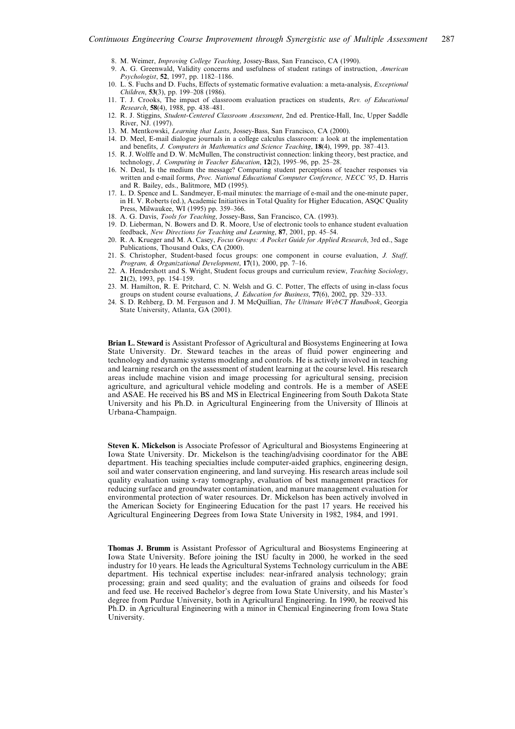8. M. Weimer, *Improving College Teaching*, Jossey-Bass, San Francisco, CA (1990).
9. A. G. Greenwald, Validity concerns and usefulness of student ratings of instruction, *American Psychologist*, **52**, 1997, pp. 1182–1186.
10. L. S. Fuchs and D. Fuchs, Effects of systematic formative evaluation: a meta-analysis, *Exceptional Children*, **53**(3), pp. 199–208 (1986).
11. T. J. Crooks, The impact of classroom evaluation practices on students, *Rev. of Educational Research*, **58**(4), 1988, pp. 438–481.
12. R. J. Stiggins, *Student-Centered Classroom Assessment*, 2nd ed. Prentice-Hall, Inc, Upper Saddle River, NJ. (1997).
13. M. Mentkowski, *Learning that Lasts*, Jossey-Bass, San Francisco, CA (2000).
14. D. Meel, E-mail dialogue journals in a college calculus classroom: a look at the implementation and benefits, *J. Computers in Mathematics and Science Teaching*, **18**(4), 1999, pp. 387–413.
15. R. J. Wolffe and D. W. McMullen, The constructivist connection: linking theory, best practice, and technology, *J. Computing in Teacher Education*, **12**(2), 1995–96, pp. 25–28.
16. N. Deal, Is the medium the message? Comparing student perceptions of teacher responses via written and e-mail forms, *Proc. National Educational Computer Conference, NECC '95*, D. Harris and R. Bailey, eds., Balitmore, MD (1995).
17. L. D. Spence and L. Sandmeyer, E-mail minutes: the marriage of e-mail and the one-minute paper, in H. V. Roberts (ed.), Academic Initiatives in Total Quality for Higher Education, ASQC Quality Press, Milwaukee, WI (1995) pp. 359–366.
18. A. G. Davis, *Tools for Teaching*, Jossey-Bass, San Francisco, CA. (1993).
19. D. Lieberman, N. Bowers and D. R. Moore, Use of electronic tools to enhance student evaluation feedback, *New Directions for Teaching and Learning*, **87**, 2001, pp. 45–54.
20. R. A. Krueger and M. A. Casey, *Focus Groups: A Pocket Guide for Applied Research*, 3rd ed., Sage Publications, Thousand Oaks, CA (2000).
21. S. Christopher, Student-based focus groups: one component in course evaluation, *J. Staff, Program, & Organizational Development*, **17**(1), 2000, pp. 7–16.
22. A. Hendershott and S. Wright, Student focus groups and curriculum review, *Teaching Sociology*, **21**(2), 1993, pp. 154–159.
23. M. Hamilton, R. E. Pritchard, C. N. Welsh and G. C. Potter, The effects of using in-class focus groups on student course evaluations, *J. Education for Business*, **77**(6), 2002, pp. 329–333.
24. S. D. Rehberg, D. M. Ferguson and J. M McQuillian, *The Ultimate WebCT Handbook*, Georgia State University, Atlanta, GA (2001).

**Brian L. Steward** is Assistant Professor of Agricultural and Biosystems Engineering at Iowa State University. Dr. Steward teaches in the areas of fluid power engineering and technology and dynamic systems modeling and controls. He is actively involved in teaching and learning research on the assessment of student learning at the course level. His research areas include machine vision and image processing for agricultural sensing, precision agriculture, and agricultural vehicle modeling and controls. He is a member of ASEE and ASAE. He received his BS and MS in Electrical Engineering from South Dakota State University and his Ph.D. in Agricultural Engineering from the University of Illinois at Urbana-Champaign.

**Steven K. Mickelson** is Associate Professor of Agricultural and Biosystems Engineering at Iowa State University. Dr. Mickelson is the teaching/advising coordinator for the ABE department. His teaching specialties include computer-aided graphics, engineering design, soil and water conservation engineering, and land surveying. His research areas include soil quality evaluation using x-ray tomography, evaluation of best management practices for reducing surface and groundwater contamination, and manure management evaluation for environmental protection of water resources. Dr. Mickelson has been actively involved in the American Society for Engineering Education for the past 17 years. He received his Agricultural Engineering Degrees from Iowa State University in 1982, 1984, and 1991.

**Thomas J. Brumm** is Assistant Professor of Agricultural and Biosystems Engineering at Iowa State University. Before joining the ISU faculty in 2000, he worked in the seed industry for 10 years. He leads the Agricultural Systems Technology curriculum in the ABE department. His technical expertise includes: near-infrared analysis technology; grain processing; grain and seed quality; and the evaluation of grains and oilseeds for food and feed use. He received Bachelor's degree from Iowa State University, and his Master's degree from Purdue University, both in Agricultural Engineering. In 1990, he received his Ph.D. in Agricultural Engineering with a minor in Chemical Engineering from Iowa State University.